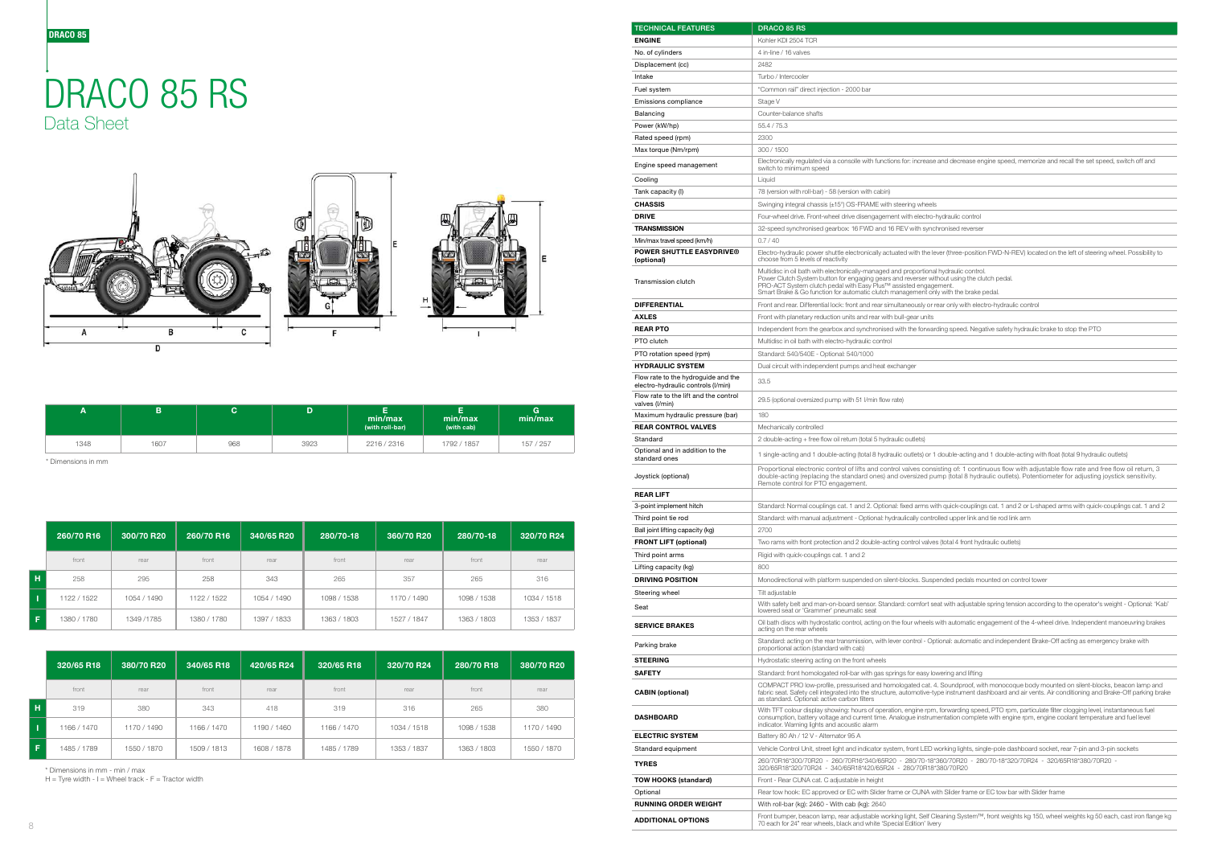DRACO 85

# DRACO 85 RS

## Data Sheet

| A | B | C | D | E min/max (with roll-bar) | E min/max (with cab) | G min/max |
|---|---|---|---|---|---|---|
| 1348 | 1607 | 968 | 3923 | 2216 / 2316 | 1792 / 1857 | 157 / 257 |

* Dimensions in mm

| | 260/70 R16 | 300/70 R20 | 260/70 R16 | 340/65 R20 | 280/70-18 | 360/70 R20 | 280/70-18 | 320/70 R24 |
|---|---|---|---|---|---|---|---|---|
| | front | rear | front | rear | front | rear | front | rear |
| H | 258 | 295 | 258 | 343 | 265 | 357 | 265 | 316 |
| I | 1122 / 1522 | 1054 / 1490 | 1122 / 1522 | 1054 / 1490 | 1098 / 1538 | 1170 / 1490 | 1098 / 1538 | 1034 / 1518 |
| F | 1380 / 1780 | 1349 /1785 | 1380 / 1780 | 1397 / 1833 | 1363 / 1803 | 1527 / 1847 | 1363 / 1803 | 1353 / 1837 |

| | 320/65 R18 | 380/70 R20 | 340/65 R18 | 420/65 R24 | 320/65 R18 | 320/70 R24 | 280/70 R18 | 380/70 R20 |
|---|---|---|---|---|---|---|---|---|
| | front | rear | front | rear | front | rear | front | rear |
| H | 319 | 380 | 343 | 418 | 319 | 316 | 265 | 380 |
| I | 1166 / 1470 | 1170 / 1490 | 1166 / 1470 | 1190 / 1460 | 1166 / 1470 | 1034 / 1518 | 1098 / 1538 | 1170 / 1490 |
| F | 1485 / 1789 | 1550 / 1870 | 1509 / 1813 | 1608 / 1878 | 1485 / 1789 | 1353 / 1837 | 1363 / 1803 | 1550 / 1870 |

* Dimensions in mm - min / max
H = Tyre width - I = Wheel track - F = Tractor width

| TECHNICAL FEATURES | DRACO 85 RS |
|---|---|
| **ENGINE** | Kohler KDI 2504 TCR |
| No. of cylinders | 4 in-line / 16 valves |
| Displacement (cc) | 2482 |
| Intake | Turbo / Intercooler |
| Fuel system | "Common rail" direct injection - 2000 bar |
| Emissions compliance | Stage V |
| Balancing | Counter-balance shafts |
| Power (kW/hp) | 55.4 / 75.3 |
| Rated speed (rpm) | 2300 |
| Max torque (Nm/rpm) | 300 / 1500 |
| Engine speed management | Electronically regulated via a console with functions for: increase and decrease engine speed, memorize and recall the set speed, switch off and switch to minimum speed |
| Cooling | Liquid |
| Tank capacity (l) | 78 (version with roll-bar) - 58 (version with cabin) |
| **CHASSIS** | Swinging integral chassis (±15°) OS-FRAME with steering wheels |
| **DRIVE** | Four-wheel drive. Front-wheel drive disengagement with electro-hydraulic control |
| **TRANSMISSION** | 32-speed synchronised gearbox: 16 FWD and 16 REV with synchronised reverser |
| Min/max travel speed (km/h) | 0.7 / 40 |
| **POWER SHUTTLE EASYDRIVE® (optional)** | Electro-hydraulic power shuttle electronically actuated with the lever (three-position FWD-N-REV) located on the left of steering wheel. Possibility to choose from 5 levels of reactivity |
| Transmission clutch | Multidisc in oil bath with electronically-managed and proportional hydraulic control. Power Clutch System button for engaging gears and reverser without using the clutch pedal. PRO-ACT System clutch pedal with Easy Plus™ assisted engagement. Smart Brake & Go function for automatic clutch management only with the brake pedal. |
| **DIFFERENTIAL** | Front and rear. Differential lock: front and rear simultaneously or rear only with electro-hydraulic control |
| **AXLES** | Front with planetary reduction units and rear with bull-gear units |
| **REAR PTO** | Independent from the gearbox and synchronised with the forwarding speed. Negative safety hydraulic brake to stop the PTO |
| PTO clutch | Multidisc in oil bath with electro-hydraulic control |
| PTO rotation speed (rpm) | Standard: 540/540E - Optional: 540/1000 |
| **HYDRAULIC SYSTEM** | Dual circuit with independent pumps and heat exchanger |
| Flow rate to the hydroguide and the electro-hydraulic controls (l/min) | 33.5 |
| Flow rate to the lift and the control valves (l/min) | 29.5 (optional oversized pump with 51 l/min flow rate) |
| Maximum hydraulic pressure (bar) | 180 |
| **REAR CONTROL VALVES** | Mechanically controlled |
| Standard | 2 double-acting + free flow oil return (total 5 hydraulic outlets) |
| Optional and in addition to the standard ones | 1 single-acting and 1 double-acting (total 8 hydraulic outlets) or 1 double-acting and 1 double-acting with float (total 9 hydraulic outlets) |
| Joystick (optional) | Proportional electronic control of lifts and control valves consisting of: 1 continuous flow with adjustable flow rate and free flow oil return, 3 double-acting (replacing the standard ones) and oversized pump (total 8 hydraulic outlets). Potentiometer for adjusting joystick sensitivity. Remote control for PTO engagement. |
| **REAR LIFT** | |
| 3-point implement hitch | Standard: Normal couplings cat. 1 and 2. Optional: fixed arms with quick-couplings cat. 1 and 2 or L-shaped arms with quick-couplings cat. 1 and 2 |
| Third point tie rod | Standard: with manual adjustment - Optional: hydraulically controlled upper link and tie rod link arm |
| Ball joint lifting capacity (kg) | 2700 |
| **FRONT LIFT (optional)** | Two rams with front protection and 2 double-acting control valves (total 4 front hydraulic outlets) |
| Third point arms | Rigid with quick-couplings cat. 1 and 2 |
| Lifting capacity (kg) | 800 |
| **DRIVING POSITION** | Monodirectional with platform suspended on silent-blocks. Suspended pedals mounted on control tower |
| Steering wheel | Tilt adjustable |
| Seat | With safety belt and man-on-board sensor. Standard: comfort seat with adjustable spring tension according to the operator's weight - Optional: 'Kab' lowered seat or 'Grammer' pneumatic seat |
| **SERVICE BRAKES** | Oil bath discs with hydrostatic control, acting on the four wheels with automatic engagement of the 4-wheel drive. Independent manoeuvring brakes acting on the rear wheels |
| Parking brake | Standard: acting on the rear transmission, with lever control - Optional: automatic and independent Brake-Off acting as emergency brake with proportional action (standard with cab) |
| **STEERING** | Hydrostatic steering acting on the front wheels |
| **SAFETY** | Standard: front homologated roll-bar with gas springs for easy lowering and lifting |
| **CABIN (optional)** | COMPACT PRO low-profile, pressurised and homologated cat. 4. Soundproof, with monocoque body mounted on silent-blocks, beacon lamp and fabric seat. Safety cell integrated into the structure, automotive-type instrument dashboard and air vents. Air conditioning and Brake-Off parking brake as standard. Optional: active carbon filters |
| **DASHBOARD** | With TFT colour display showing: hours of operation, engine rpm, forwarding speed, PTO rpm, particulate filter clogging level, instantaneous fuel consumption, battery voltage and current time. Analogue instrumentation complete with engine rpm, engine coolant temperature and fuel level indicator. Warning lights and acoustic alarm |
| **ELECTRIC SYSTEM** | Battery 80 Ah / 12 V - Alternator 95 A |
| Standard equipment | Vehicle Control Unit, street light and indicator system, front LED working lights, single-pole dashboard socket, rear 7-pin and 3-pin sockets |
| **TYRES** | 260/70R16*300/70R20 - 260/70R16*340/65R20 - 280/70-18*360/70R20 - 280/70-18*320/70R24 - 320/65R18*380/70R20 - 320/65R18*320/70R24 - 340/65R18*420/65R24 - 280/70R18*380/70R20 |
| **TOW HOOKS (standard)** | Front - Rear CUNA cat. C adjustable in height |
| Optional | Rear tow hook: EC approved or EC with Slider frame or CUNA with Slider frame or EC tow bar with Slider frame |
| **RUNNING ORDER WEIGHT** | With roll-bar (kg): 2460 - With cab (kg): 2640 |
| **ADDITIONAL OPTIONS** | Front bumper, beacon lamp, rear adjustable working light, Self Cleaning System™, front weights kg 150, wheel weights kg 50 each, cast iron flange kg 70 each for 24" rear wheels, black and white 'Special Edition' livery |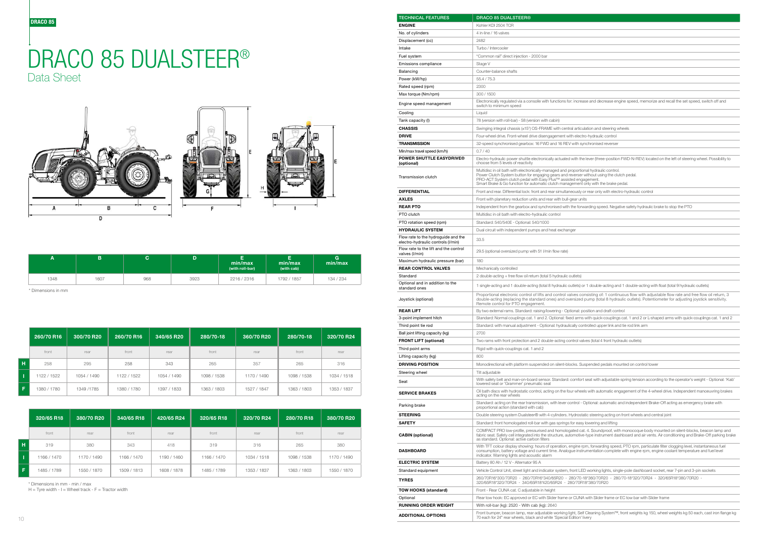DRACO 85

# DRACO 85 DUALSTEER®

## Data Sheet

A B C D E F G H I

| A | B | C | D | E min/max (with roll-bar) | E min/max (with cab) | G min/max |
|---|---|---|---|---|---|---|
| 1348 | 1607 | 968 | 3923 | 2216 / 2316 | 1792 / 1857 | 134 / 234 |

* Dimensions in mm

| | 260/70 R16 | 300/70 R20 | 260/70 R16 | 340/65 R20 | 280/70-18 | 360/70 R20 | 280/70-18 | 320/70 R24 |
|---|---|---|---|---|---|---|---|---|
| | front | rear | front | rear | front | rear | front | rear |
| H | 258 | 295 | 258 | 343 | 265 | 357 | 265 | 316 |
| I | 1122 / 1522 | 1054 / 1490 | 1122 / 1522 | 1054 / 1490 | 1098 / 1538 | 1170 / 1490 | 1098 / 1538 | 1034 / 1518 |
| F | 1380 / 1780 | 1349 /1785 | 1380 / 1780 | 1397 / 1833 | 1363 / 1803 | 1527 / 1847 | 1363 / 1803 | 1353 / 1837 |

| | 320/65 R18 | 380/70 R20 | 340/65 R18 | 420/65 R24 | 320/65 R18 | 320/70 R24 | 280/70 R18 | 380/70 R20 |
|---|---|---|---|---|---|---|---|---|
| | front | rear | front | rear | front | rear | front | rear |
| H | 319 | 380 | 343 | 418 | 319 | 316 | 265 | 380 |
| I | 1166 / 1470 | 1170 / 1490 | 1166 / 1470 | 1190 / 1460 | 1166 / 1470 | 1034 / 1518 | 1098 / 1538 | 1170 / 1490 |
| F | 1485 / 1789 | 1550 / 1870 | 1509 / 1813 | 1608 / 1878 | 1485 / 1789 | 1353 / 1837 | 1363 / 1803 | 1550 / 1870 |

* Dimensions in mm - min / max
H = Tyre width - I = Wheel track - F = Tractor width

| TECHNICAL FEATURES | DRACO 85 DUALSTEER® |
|---|---|
| **ENGINE** | Kohler KDI 2504 TCR |
| No. of cylinders | 4 in-line / 16 valves |
| Displacement (cc) | 2482 |
| Intake | Turbo / Intercooler |
| Fuel system | "Common rail" direct injection - 2000 bar |
| Emissions compliance | Stage V |
| Balancing | Counter-balance shafts |
| Power (kW/hp) | 55.4 / 75.3 |
| Rated speed (rpm) | 2300 |
| Max torque (Nm/rpm) | 300 / 1500 |
| Engine speed management | Electronically regulated via a console with functions for: increase and decrease engine speed, memorize and recall the set speed, switch off and switch to minimum speed |
| Cooling | Liquid |
| Tank capacity (l) | 78 (version with roll-bar) - 58 (version with cabin) |
| **CHASSIS** | Swinging integral chassis (±15°) OS-FRAME with central articulation and steering wheels |
| **DRIVE** | Four-wheel drive. Front-wheel drive disengagement with electro-hydraulic control |
| **TRANSMISSION** | 32-speed synchronised gearbox: 16 FWD and 16 REV with synchronised reverser |
| Min/max travel speed (km/h) | 0.7 / 40 |
| **POWER SHUTTLE EASYDRIVE® (optional)** | Electro-hydraulic power shuttle electronically actuated with the lever (three-position FWD-N-REV) located on the left of steering wheel. Possibility to choose from 5 levels of reactivity |
| Transmission clutch | Multidisc in oil bath with electronically-managed and proportional hydraulic control. Power Clutch System button for engaging gears and reverser without using the clutch pedal. PRO-ACT System clutch pedal with Easy Plus™ assisted engagement. Smart Brake & Go function for automatic clutch management only with the brake pedal. |
| **DIFFERENTIAL** | Front and rear. Differential lock: front and rear simultaneously or rear only with electro-hydraulic control |
| **AXLES** | Front with planetary reduction units and rear with bull-gear units |
| **REAR PTO** | Independent from the gearbox and synchronised with the forwarding speed. Negative safety hydraulic brake to stop the PTO |
| PTO clutch | Multidisc in oil bath with electro-hydraulic control |
| PTO rotation speed (rpm) | Standard: 540/540E - Optional: 540/1000 |
| **HYDRAULIC SYSTEM** | Dual circuit with independent pumps and heat exchanger |
| Flow rate to the hydroguide and the electro-hydraulic controls (l/min) | 33.5 |
| Flow rate to the lift and the control valves (l/min) | 29.5 (optional oversized pump with 51 l/min flow rate) |
| Maximum hydraulic pressure (bar) | 180 |
| **REAR CONTROL VALVES** | Mechanically controlled |
| Standard | 2 double-acting + free flow oil return (total 5 hydraulic outlets) |
| Optional and in addition to the standard ones | 1 single-acting and 1 double-acting (total 8 hydraulic outlets) or 1 double-acting and 1 double-acting with float (total 9 hydraulic outlets) |
| Joystick (optional) | Proportional electronic control of lifts and control valves consisting of: 1 continuous flow with adjustable flow rate and free flow oil return, 3 double-acting (replacing the standard ones) and oversized pump (total 8 hydraulic outlets). Potentiometer for adjusting joystick sensitivity. Remote control for PTO engagement. |
| **REAR LIFT** | By two external rams. Standard: raising/lowering - Optional: position and draft control |
| 3-point implement hitch | Standard: Normal couplings cat. 1 and 2. Optional: fixed arms with quick-couplings cat. 1 and 2 or L-shaped arms with quick-couplings cat. 1 and 2 |
| Third point tie rod | Standard: with manual adjustment - Optional: hydraulically controlled upper link and tie rod link arm |
| Ball joint lifting capacity (kg) | 2700 |
| **FRONT LIFT (optional)** | Two rams with front protection and 2 double-acting control valves (total 4 front hydraulic outlets) |
| Third point arms | Rigid with quick-couplings cat. 1 and 2 |
| Lifting capacity (kg) | 800 |
| **DRIVING POSITION** | Monodirectional with platform suspended on silent-blocks. Suspended pedals mounted on control tower |
| Steering wheel | Tilt adjustable |
| Seat | With safety belt and man-on-board sensor. Standard: comfort seat with adjustable spring tension according to the operator's weight - Optional: 'Kab' lowered seat or 'Grammer' pneumatic seat |
| **SERVICE BRAKES** | Oil bath discs with hydrostatic control, acting on the four wheels with automatic engagement of the 4-wheel drive. Independent manoeuvring brakes acting on the rear wheels |
| Parking brake | Standard: acting on the rear transmission, with lever control - Optional: automatic and independent Brake-Off acting as emergency brake with proportional action (standard with cab) |
| **STEERING** | Double steering system Dualsteer® with 4-cylinders. Hydrostatic steering acting on front wheels and central joint |
| **SAFETY** | Standard: front homologated roll-bar with gas springs for easy lowering and lifting |
| **CABIN (optional)** | COMPACT PRO low-profile, pressurised and homologated cat. 4. Soundproof, with monocoque body mounted on silent-blocks, beacon lamp and fabric seat. Safety cell integrated into the structure, automotive-type instrument dashboard and air vents. Air conditioning and Brake-Off parking brake as standard. Optional: active carbon filters |
| **DASHBOARD** | With TFT colour display showing: hours of operation, engine rpm, forwarding speed, PTO rpm, particulate filter clogging level, instantaneous fuel consumption, battery voltage and current time. Analogue instrumentation complete with engine rpm, engine coolant temperature and fuel level indicator. Warning lights and acoustic alarm |
| **ELECTRIC SYSTEM** | Battery 80 Ah / 12 V - Alternator 95 A |
| Standard equipment | Vehicle Control Unit, street light and indicator system, front LED working lights, single-pole dashboard socket, rear 7-pin and 3-pin sockets |
| **TYRES** | 260/70R16*300/70R20 - 260/70R16*340/65R20 - 280/70-18*360/70R20 - 280/70-18*320/70R24 - 320/65R18*380/70R20 - 320/65R18*320/70R24 - 340/65R18*420/65R24 - 280/70R18*380/70R20 |
| **TOW HOOKS (standard)** | Front - Rear CUNA cat. C adjustable in height |
| Optional | Rear tow hook: EC approved or EC with Slider frame or CUNA with Slider frame or EC tow bar with Slider frame |
| **RUNNING ORDER WEIGHT** | With roll-bar (kg): 2520 - With cab (kg): 2640 |
| **ADDITIONAL OPTIONS** | Front bumper, beacon lamp, rear adjustable working light, Self Cleaning System™, front weights kg 150, wheel weights kg 50 each, cast iron flange kg 70 each for 24" rear wheels, black and white 'Special Edition' livery |